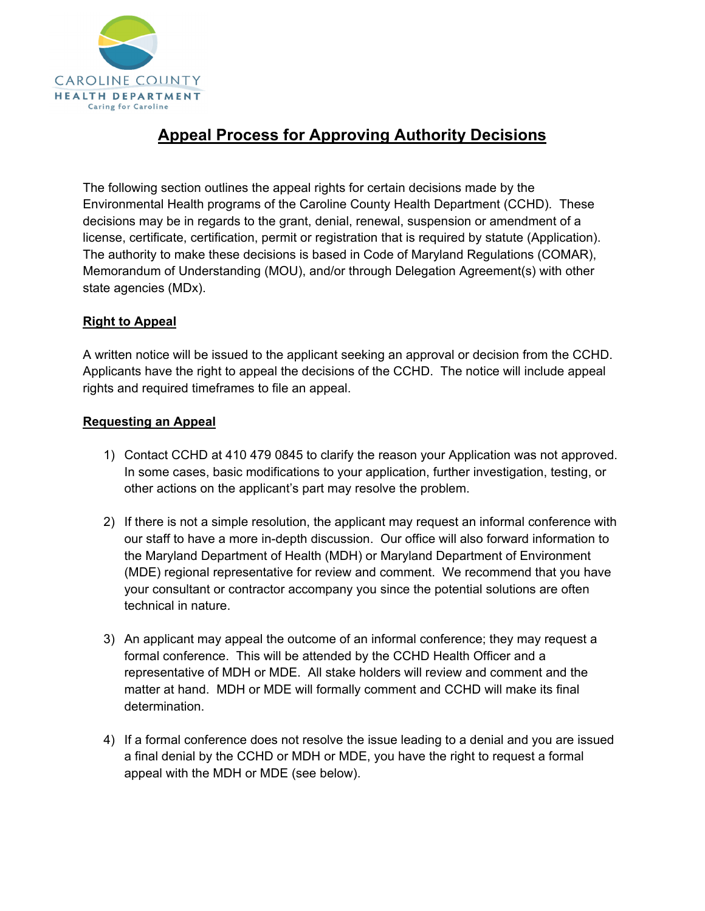CAROLINE COUNTY
HEALTH DEPARTMENT
Caring for Caroline

# Appeal Process for Approving Authority Decisions

The following section outlines the appeal rights for certain decisions made by the Environmental Health programs of the Caroline County Health Department (CCHD). These decisions may be in regards to the grant, denial, renewal, suspension or amendment of a license, certificate, certification, permit or registration that is required by statute (Application). The authority to make these decisions is based in Code of Maryland Regulations (COMAR), Memorandum of Understanding (MOU), and/or through Delegation Agreement(s) with other state agencies (MDx).

## Right to Appeal

A written notice will be issued to the applicant seeking an approval or decision from the CCHD. Applicants have the right to appeal the decisions of the CCHD. The notice will include appeal rights and required timeframes to file an appeal.

## Requesting an Appeal

1) Contact CCHD at 410 479 0845 to clarify the reason your Application was not approved. In some cases, basic modifications to your application, further investigation, testing, or other actions on the applicant's part may resolve the problem.

2) If there is not a simple resolution, the applicant may request an informal conference with our staff to have a more in-depth discussion. Our office will also forward information to the Maryland Department of Health (MDH) or Maryland Department of Environment (MDE) regional representative for review and comment. We recommend that you have your consultant or contractor accompany you since the potential solutions are often technical in nature.

3) An applicant may appeal the outcome of an informal conference; they may request a formal conference. This will be attended by the CCHD Health Officer and a representative of MDH or MDE. All stake holders will review and comment and the matter at hand. MDH or MDE will formally comment and CCHD will make its final determination.

4) If a formal conference does not resolve the issue leading to a denial and you are issued a final denial by the CCHD or MDH or MDE, you have the right to request a formal appeal with the MDH or MDE (see below).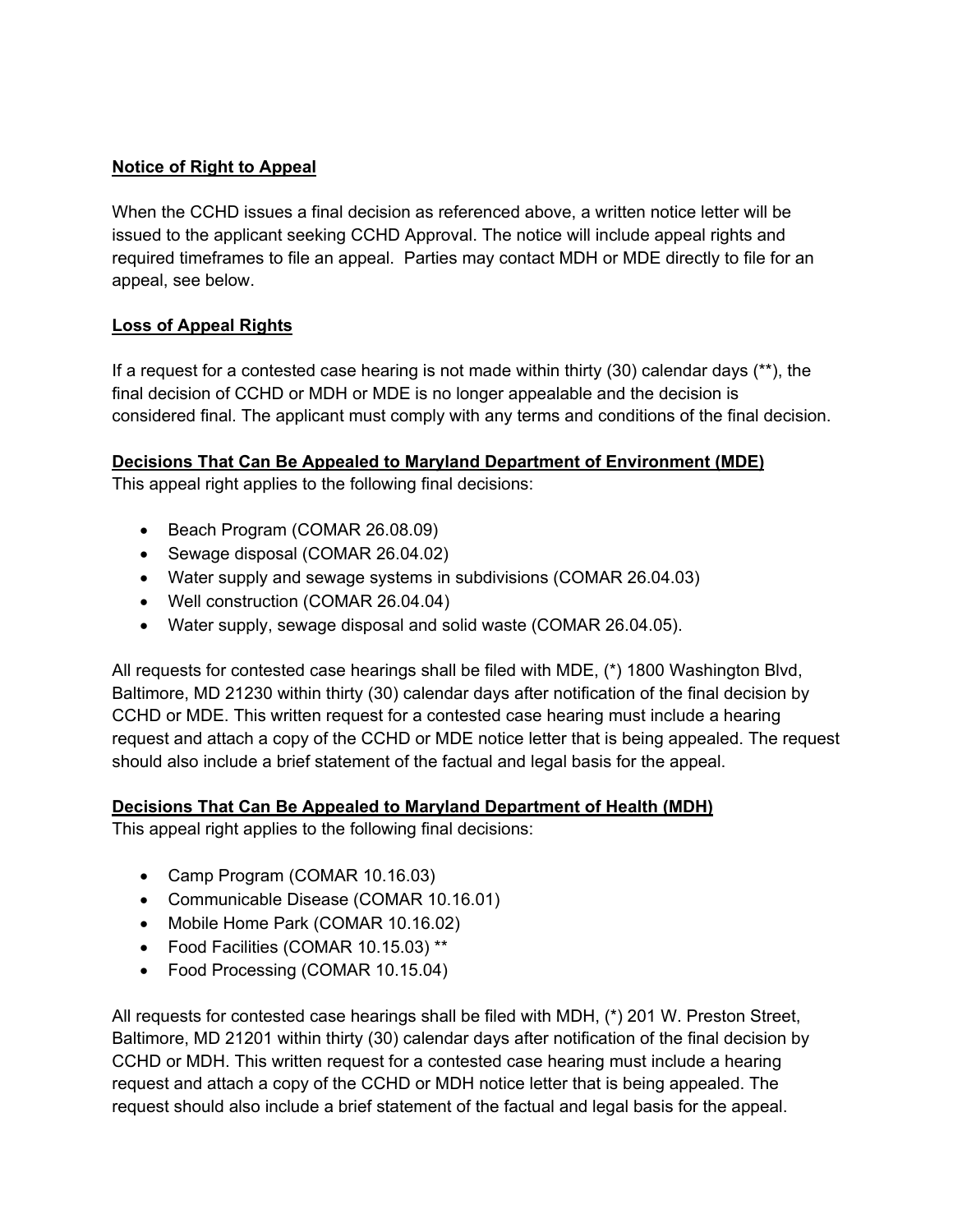**Notice of Right to Appeal**

When the CCHD issues a final decision as referenced above, a written notice letter will be issued to the applicant seeking CCHD Approval. The notice will include appeal rights and required timeframes to file an appeal. Parties may contact MDH or MDE directly to file for an appeal, see below.

**Loss of Appeal Rights**

If a request for a contested case hearing is not made within thirty (30) calendar days (**), the final decision of CCHD or MDH or MDE is no longer appealable and the decision is considered final. The applicant must comply with any terms and conditions of the final decision.

**Decisions That Can Be Appealed to Maryland Department of Environment (MDE)**

This appeal right applies to the following final decisions:

- Beach Program (COMAR 26.08.09)
- Sewage disposal (COMAR 26.04.02)
- Water supply and sewage systems in subdivisions (COMAR 26.04.03)
- Well construction (COMAR 26.04.04)
- Water supply, sewage disposal and solid waste (COMAR 26.04.05).

All requests for contested case hearings shall be filed with MDE, (*) 1800 Washington Blvd, Baltimore, MD 21230 within thirty (30) calendar days after notification of the final decision by CCHD or MDE. This written request for a contested case hearing must include a hearing request and attach a copy of the CCHD or MDE notice letter that is being appealed. The request should also include a brief statement of the factual and legal basis for the appeal.

**Decisions That Can Be Appealed to Maryland Department of Health (MDH)**

This appeal right applies to the following final decisions:

- Camp Program (COMAR 10.16.03)
- Communicable Disease (COMAR 10.16.01)
- Mobile Home Park (COMAR 10.16.02)
- Food Facilities (COMAR 10.15.03) **
- Food Processing (COMAR 10.15.04)

All requests for contested case hearings shall be filed with MDH, (*) 201 W. Preston Street, Baltimore, MD 21201 within thirty (30) calendar days after notification of the final decision by CCHD or MDH. This written request for a contested case hearing must include a hearing request and attach a copy of the CCHD or MDH notice letter that is being appealed. The request should also include a brief statement of the factual and legal basis for the appeal.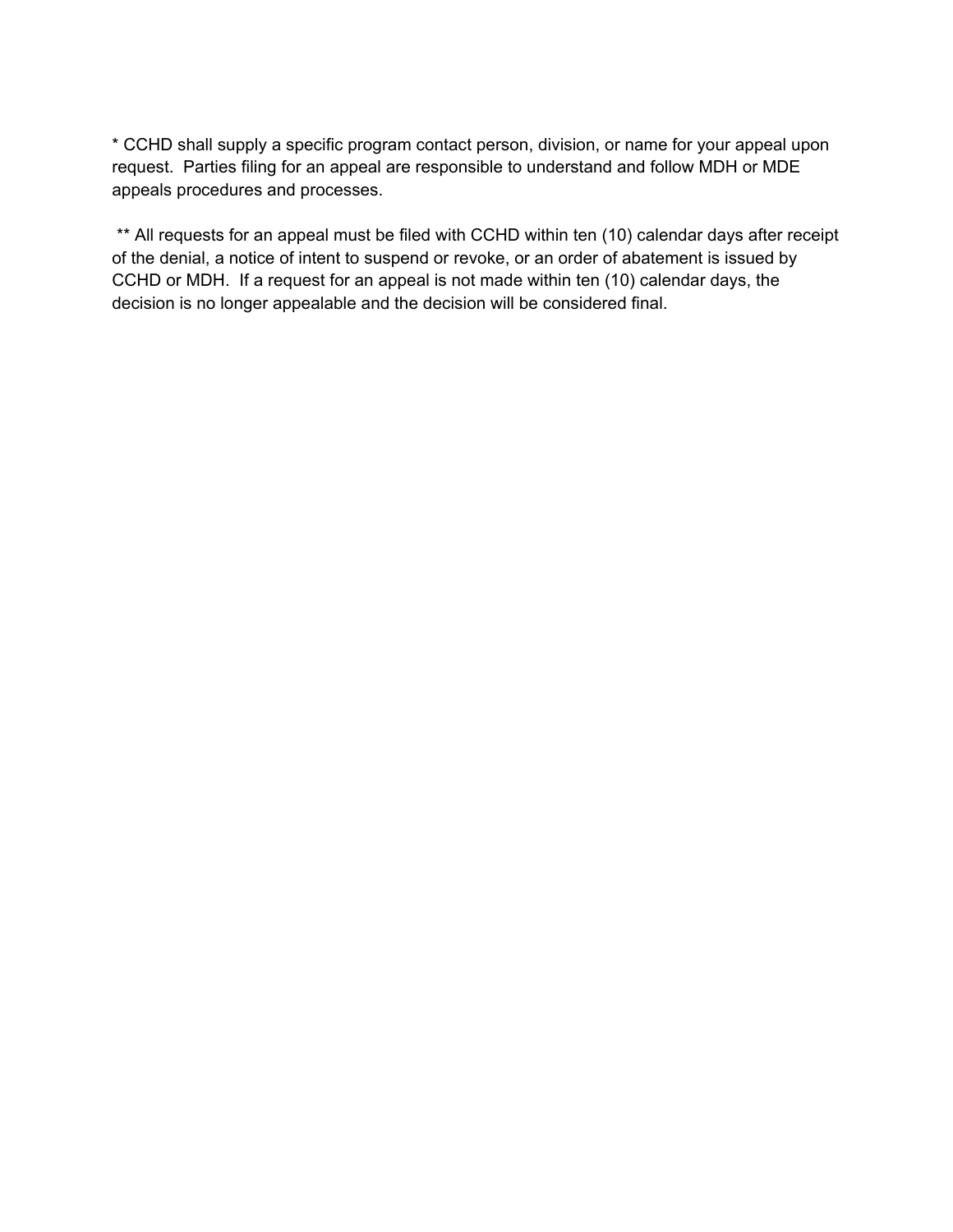* CCHD shall supply a specific program contact person, division, or name for your appeal upon request.  Parties filing for an appeal are responsible to understand and follow MDH or MDE appeals procedures and processes.

** All requests for an appeal must be filed with CCHD within ten (10) calendar days after receipt of the denial, a notice of intent to suspend or revoke, or an order of abatement is issued by CCHD or MDH.  If a request for an appeal is not made within ten (10) calendar days, the decision is no longer appealable and the decision will be considered final.